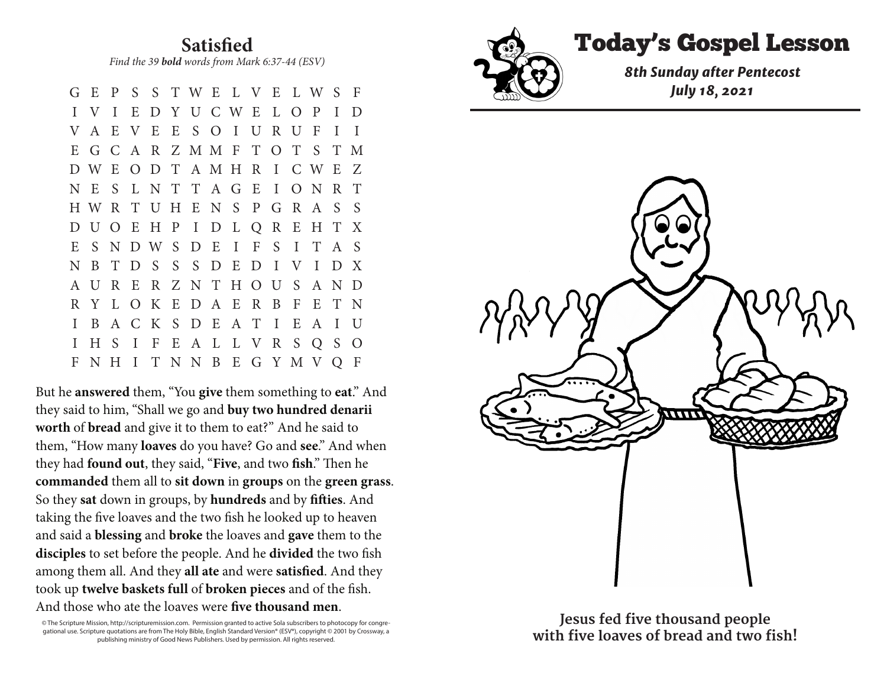## Satisfied

*Find the 39 **bold** words from Mark 6:37-44 (ESV)*

```
G E P S S T W E L V E L W S F
I V I E D Y U C W E L O P I D
V A E V E E S O I U R U F I I
E G C A R Z M M F T O T S T M
D W E O D T A M H R I C W E Z
N E S L N T T A G E I O N R T
H W R T U H E N S P G R A S S
D U O E H P I D L Q R E H T X
E S N D W S D E I F S I T A S
N B T D S S S D E D I V I D X
A U R E R Z N T H O U S A N D
R Y L O K E D A E R B F E T N
I B A C K S D E A T I E A I U
I H S I F E A L L V R S Q S O
F N H I T N N B E G Y M V Q F
```

But he **answered** them, "You **give** them something to **eat**." And they said to him, "Shall we go and **buy two hundred denarii worth** of **bread** and give it to them to eat?" And he said to them, "How many **loaves** do you have? Go and **see**." And when they had **found out**, they said, "**Five**, and two **fish**." Then he **commanded** them all to **sit down** in **groups** on the **green grass**. So they **sat** down in groups, by **hundreds** and by **fifties**. And taking the five loaves and the two fish he looked up to heaven and said a **blessing** and **broke** the loaves and **gave** them to the **disciples** to set before the people. And he **divided** the two fish among them all. And they **all ate** and were **satisfied**. And they took up **twelve baskets full** of **broken pieces** and of the fish. And those who ate the loaves were **five thousand men**.

© The Scripture Mission, http://scripturemission.com. Permission granted to active Sola subscribers to photocopy for congregational use. Scripture quotations are from The Holy Bible, English Standard Version® (ESV®), copyright © 2001 by Crossway, a publishing ministry of Good News Publishers. Used by permission. All rights reserved.

# Today's Gospel Lesson

***8th Sunday after Pentecost***
***July 18, 2021***

**Jesus fed five thousand people with five loaves of bread and two fish!**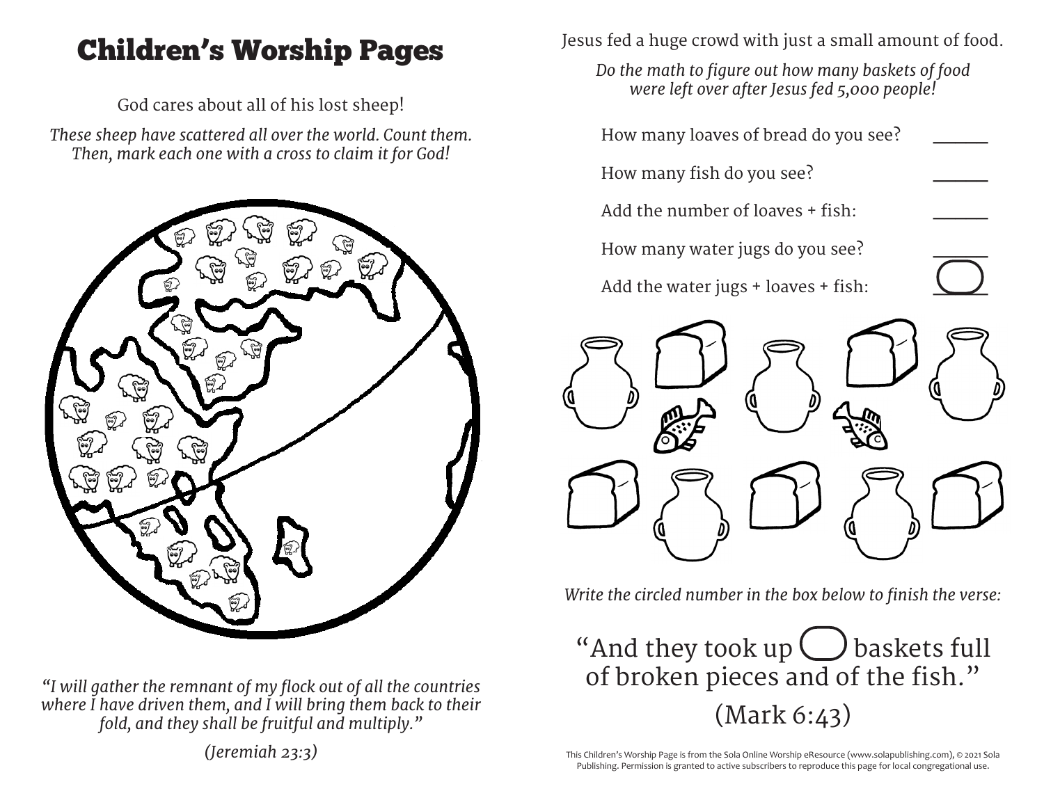# Children's Worship Pages

God cares about all of his lost sheep!

*These sheep have scattered all over the world. Count them. Then, mark each one with a cross to claim it for God!*

*"I will gather the remnant of my flock out of all the countries where I have driven them, and I will bring them back to their fold, and they shall be fruitful and multiply."*

*(Jeremiah 23:3)*

Jesus fed a huge crowd with just a small amount of food.

*Do the math to figure out how many baskets of food were left over after Jesus fed 5,000 people!*

How many loaves of bread do you see? ______

How many fish do you see? ______

Add the number of loaves + fish: ______

How many water jugs do you see? ______

Add the water jugs + loaves + fish: ______

*Write the circled number in the box below to finish the verse:*

"And they took up ◯ baskets full of broken pieces and of the fish."

(Mark 6:43)

This Children's Worship Page is from the Sola Online Worship eResource (www.solapublishing.com), © 2021 Sola Publishing. Permission is granted to active subscribers to reproduce this page for local congregational use.